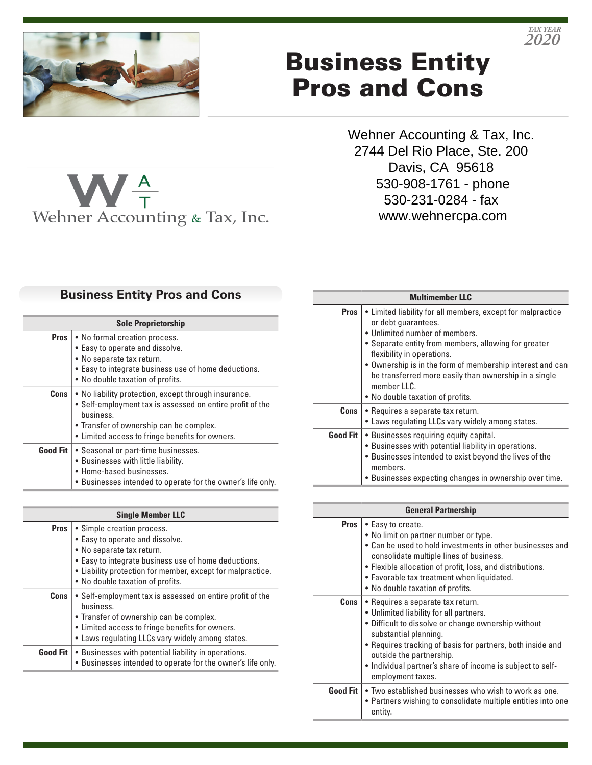TAX YEAR 2020

# Business Entity Pros and Cons

Wehner Accounting & Tax, Inc.
2744 Del Rio Place, Ste. 200
Davis, CA 95618
530-908-1761 - phone
530-231-0284 - fax
www.wehnercpa.com

Wehner Accounting & Tax, Inc.

## Business Entity Pros and Cons

| Sole Proprietorship | |
|---|---|
| **Pros** | • No formal creation process.<br>• Easy to operate and dissolve.<br>• No separate tax return.<br>• Easy to integrate business use of home deductions.<br>• No double taxation of profits. |
| **Cons** | • No liability protection, except through insurance.<br>• Self-employment tax is assessed on entire profit of the business.<br>• Transfer of ownership can be complex.<br>• Limited access to fringe benefits for owners. |
| **Good Fit** | • Seasonal or part-time businesses.<br>• Businesses with little liability.<br>• Home-based businesses.<br>• Businesses intended to operate for the owner's life only. |

| Single Member LLC | |
|---|---|
| **Pros** | • Simple creation process.<br>• Easy to operate and dissolve.<br>• No separate tax return.<br>• Easy to integrate business use of home deductions.<br>• Liability protection for member, except for malpractice.<br>• No double taxation of profits. |
| **Cons** | • Self-employment tax is assessed on entire profit of the business.<br>• Transfer of ownership can be complex.<br>• Limited access to fringe benefits for owners.<br>• Laws regulating LLCs vary widely among states. |
| **Good Fit** | • Businesses with potential liability in operations.<br>• Businesses intended to operate for the owner's life only. |

| Multimember LLC | |
|---|---|
| **Pros** | • Limited liability for all members, except for malpractice or debt guarantees.<br>• Unlimited number of members.<br>• Separate entity from members, allowing for greater flexibility in operations.<br>• Ownership is in the form of membership interest and can be transferred more easily than ownership in a single member LLC.<br>• No double taxation of profits. |
| **Cons** | • Requires a separate tax return.<br>• Laws regulating LLCs vary widely among states. |
| **Good Fit** | • Businesses requiring equity capital.<br>• Businesses with potential liability in operations.<br>• Businesses intended to exist beyond the lives of the members.<br>• Businesses expecting changes in ownership over time. |

| General Partnership | |
|---|---|
| **Pros** | • Easy to create.<br>• No limit on partner number or type.<br>• Can be used to hold investments in other businesses and consolidate multiple lines of business.<br>• Flexible allocation of profit, loss, and distributions.<br>• Favorable tax treatment when liquidated.<br>• No double taxation of profits. |
| **Cons** | • Requires a separate tax return.<br>• Unlimited liability for all partners.<br>• Difficult to dissolve or change ownership without substantial planning.<br>• Requires tracking of basis for partners, both inside and outside the partnership.<br>• Individual partner's share of income is subject to self-employment taxes. |
| **Good Fit** | • Two established businesses who wish to work as one.<br>• Partners wishing to consolidate multiple entities into one entity. |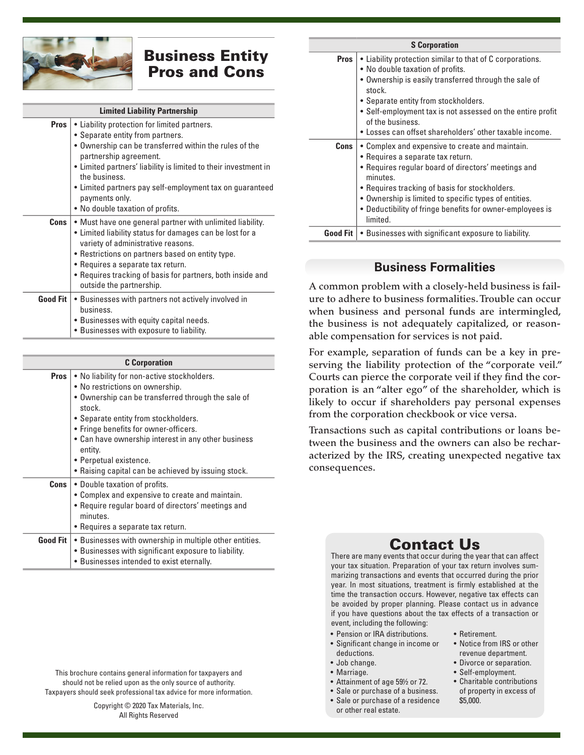# Business Entity Pros and Cons

| Limited Liability Partnership | |
|---|---|
| **Pros** | • Liability protection for limited partners.<br>• Separate entity from partners.<br>• Ownership can be transferred within the rules of the partnership agreement.<br>• Limited partners' liability is limited to their investment in the business.<br>• Limited partners pay self-employment tax on guaranteed payments only.<br>• No double taxation of profits. |
| **Cons** | • Must have one general partner with unlimited liability.<br>• Limited liability status for damages can be lost for a variety of administrative reasons.<br>• Restrictions on partners based on entity type.<br>• Requires a separate tax return.<br>• Requires tracking of basis for partners, both inside and outside the partnership. |
| **Good Fit** | • Businesses with partners not actively involved in business.<br>• Businesses with equity capital needs.<br>• Businesses with exposure to liability. |

| C Corporation | |
|---|---|
| **Pros** | • No liability for non-active stockholders.<br>• No restrictions on ownership.<br>• Ownership can be transferred through the sale of stock.<br>• Separate entity from stockholders.<br>• Fringe benefits for owner-officers.<br>• Can have ownership interest in any other business entity.<br>• Perpetual existence.<br>• Raising capital can be achieved by issuing stock. |
| **Cons** | • Double taxation of profits.<br>• Complex and expensive to create and maintain.<br>• Require regular board of directors' meetings and minutes.<br>• Requires a separate tax return. |
| **Good Fit** | • Businesses with ownership in multiple other entities.<br>• Businesses with significant exposure to liability.<br>• Businesses intended to exist eternally. |

| S Corporation | |
|---|---|
| **Pros** | • Liability protection similar to that of C corporations.<br>• No double taxation of profits.<br>• Ownership is easily transferred through the sale of stock.<br>• Separate entity from stockholders.<br>• Self-employment tax is not assessed on the entire profit of the business.<br>• Losses can offset shareholders' other taxable income. |
| **Cons** | • Complex and expensive to create and maintain.<br>• Requires a separate tax return.<br>• Requires regular board of directors' meetings and minutes.<br>• Requires tracking of basis for stockholders.<br>• Ownership is limited to specific types of entities.<br>• Deductibility of fringe benefits for owner-employees is limited. |
| **Good Fit** | • Businesses with significant exposure to liability. |

## Business Formalities

A common problem with a closely-held business is failure to adhere to business formalities. Trouble can occur when business and personal funds are intermingled, the business is not adequately capitalized, or reasonable compensation for services is not paid.

For example, separation of funds can be a key in preserving the liability protection of the "corporate veil." Courts can pierce the corporate veil if they find the corporation is an "alter ego" of the shareholder, which is likely to occur if shareholders pay personal expenses from the corporation checkbook or vice versa.

Transactions such as capital contributions or loans between the business and the owners can also be recharacterized by the IRS, creating unexpected negative tax consequences.

## Contact Us

There are many events that occur during the year that can affect your tax situation. Preparation of your tax return involves summarizing transactions and events that occurred during the prior year. In most situations, treatment is firmly established at the time the transaction occurs. However, negative tax effects can be avoided by proper planning. Please contact us in advance if you have questions about the tax effects of a transaction or event, including the following:

- Pension or IRA distributions.
- Significant change in income or deductions.
- Job change.
- Marriage.
- Attainment of age 59½ or 72.
- Sale or purchase of a business.
- Sale or purchase of a residence or other real estate.
- Retirement.
- Notice from IRS or other revenue department.
- Divorce or separation.
- Self-employment.
- Charitable contributions of property in excess of $5,000.

This brochure contains general information for taxpayers and should not be relied upon as the only source of authority. Taxpayers should seek professional tax advice for more information.

Copyright © 2020 Tax Materials, Inc.
All Rights Reserved